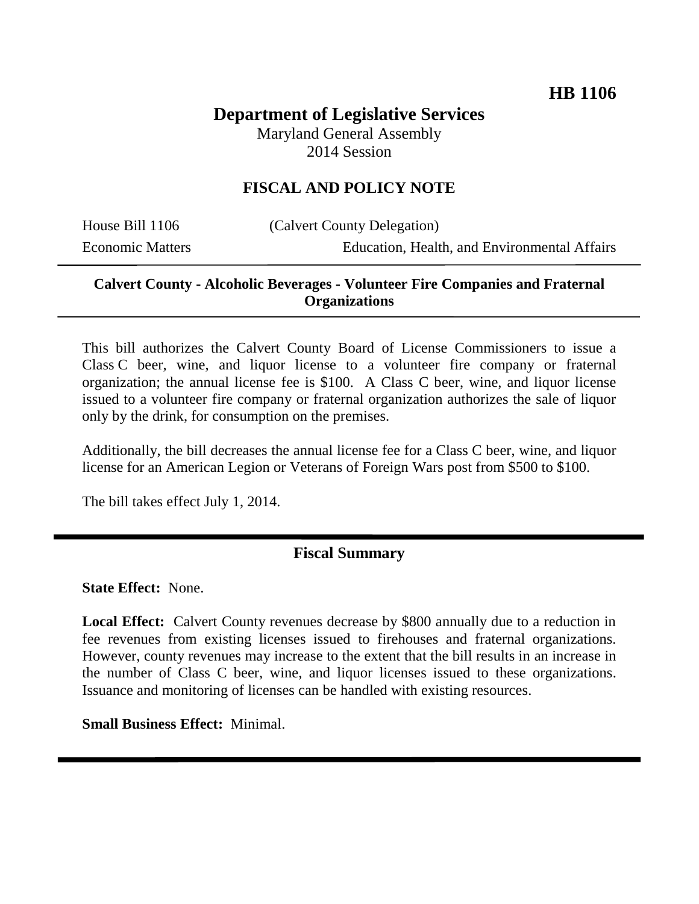**HB 1106**

# Department of Legislative Services

Maryland General Assembly
2014 Session

## FISCAL AND POLICY NOTE

House Bill 1106 (Calvert County Delegation)
Economic Matters Education, Health, and Environmental Affairs

**Calvert County - Alcoholic Beverages - Volunteer Fire Companies and Fraternal Organizations**

This bill authorizes the Calvert County Board of License Commissioners to issue a Class C beer, wine, and liquor license to a volunteer fire company or fraternal organization; the annual license fee is $100. A Class C beer, wine, and liquor license issued to a volunteer fire company or fraternal organization authorizes the sale of liquor only by the drink, for consumption on the premises.

Additionally, the bill decreases the annual license fee for a Class C beer, wine, and liquor license for an American Legion or Veterans of Foreign Wars post from $500 to $100.

The bill takes effect July 1, 2014.

## Fiscal Summary

**State Effect:** None.

**Local Effect:** Calvert County revenues decrease by $800 annually due to a reduction in fee revenues from existing licenses issued to firehouses and fraternal organizations. However, county revenues may increase to the extent that the bill results in an increase in the number of Class C beer, wine, and liquor licenses issued to these organizations. Issuance and monitoring of licenses can be handled with existing resources.

**Small Business Effect:** Minimal.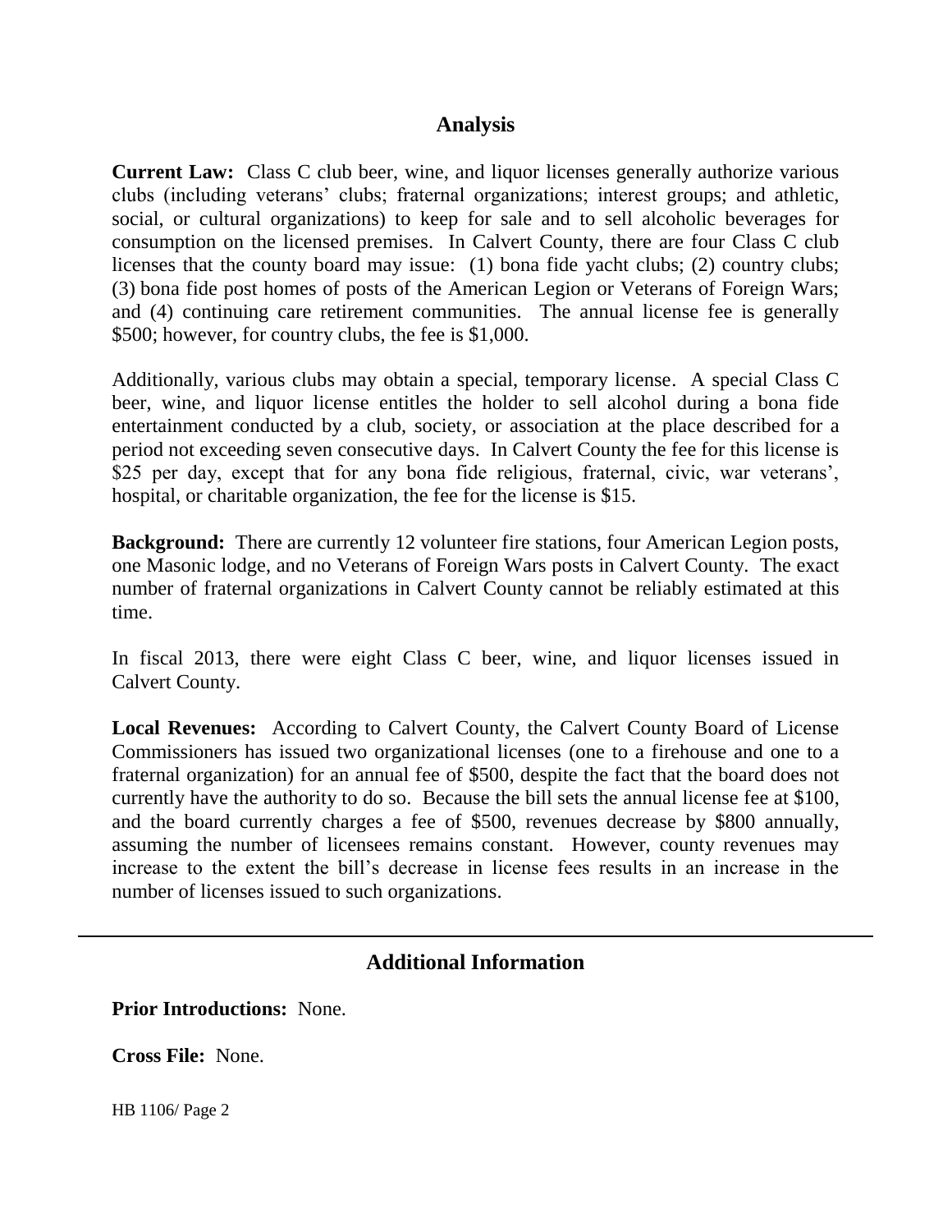## Analysis

**Current Law:** Class C club beer, wine, and liquor licenses generally authorize various clubs (including veterans' clubs; fraternal organizations; interest groups; and athletic, social, or cultural organizations) to keep for sale and to sell alcoholic beverages for consumption on the licensed premises. In Calvert County, there are four Class C club licenses that the county board may issue: (1) bona fide yacht clubs; (2) country clubs; (3) bona fide post homes of posts of the American Legion or Veterans of Foreign Wars; and (4) continuing care retirement communities. The annual license fee is generally \$500; however, for country clubs, the fee is \$1,000.

Additionally, various clubs may obtain a special, temporary license. A special Class C beer, wine, and liquor license entitles the holder to sell alcohol during a bona fide entertainment conducted by a club, society, or association at the place described for a period not exceeding seven consecutive days. In Calvert County the fee for this license is \$25 per day, except that for any bona fide religious, fraternal, civic, war veterans', hospital, or charitable organization, the fee for the license is \$15.

**Background:** There are currently 12 volunteer fire stations, four American Legion posts, one Masonic lodge, and no Veterans of Foreign Wars posts in Calvert County. The exact number of fraternal organizations in Calvert County cannot be reliably estimated at this time.

In fiscal 2013, there were eight Class C beer, wine, and liquor licenses issued in Calvert County.

**Local Revenues:** According to Calvert County, the Calvert County Board of License Commissioners has issued two organizational licenses (one to a firehouse and one to a fraternal organization) for an annual fee of \$500, despite the fact that the board does not currently have the authority to do so. Because the bill sets the annual license fee at \$100, and the board currently charges a fee of \$500, revenues decrease by \$800 annually, assuming the number of licensees remains constant. However, county revenues may increase to the extent the bill's decrease in license fees results in an increase in the number of licenses issued to such organizations.

## Additional Information

**Prior Introductions:** None.

**Cross File:** None.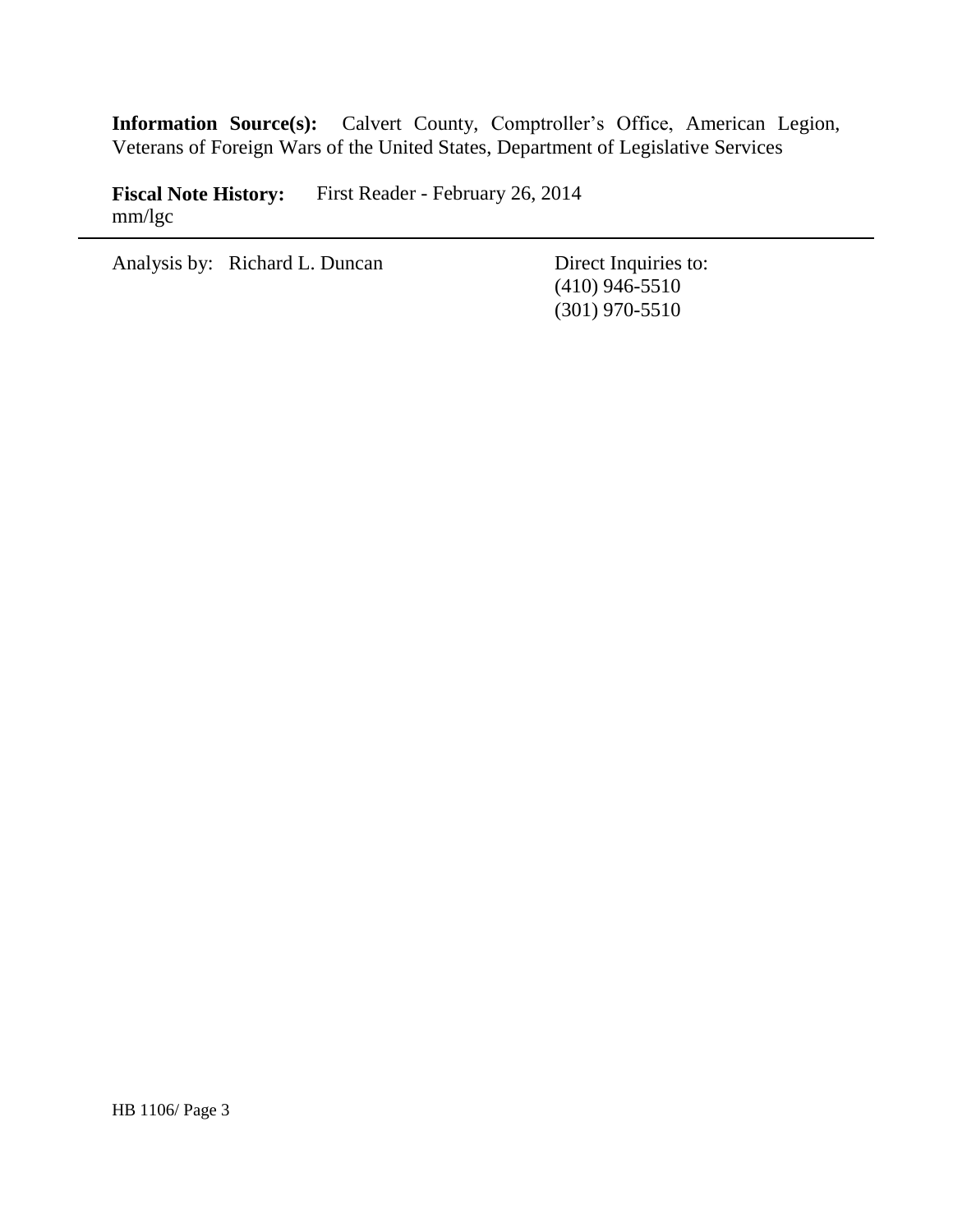**Information Source(s):** Calvert County, Comptroller's Office, American Legion, Veterans of Foreign Wars of the United States, Department of Legislative Services

**Fiscal Note History:** First Reader - February 26, 2014
mm/lgc

---

Analysis by: Richard L. Duncan

Direct Inquiries to:
(410) 946-5510
(301) 970-5510